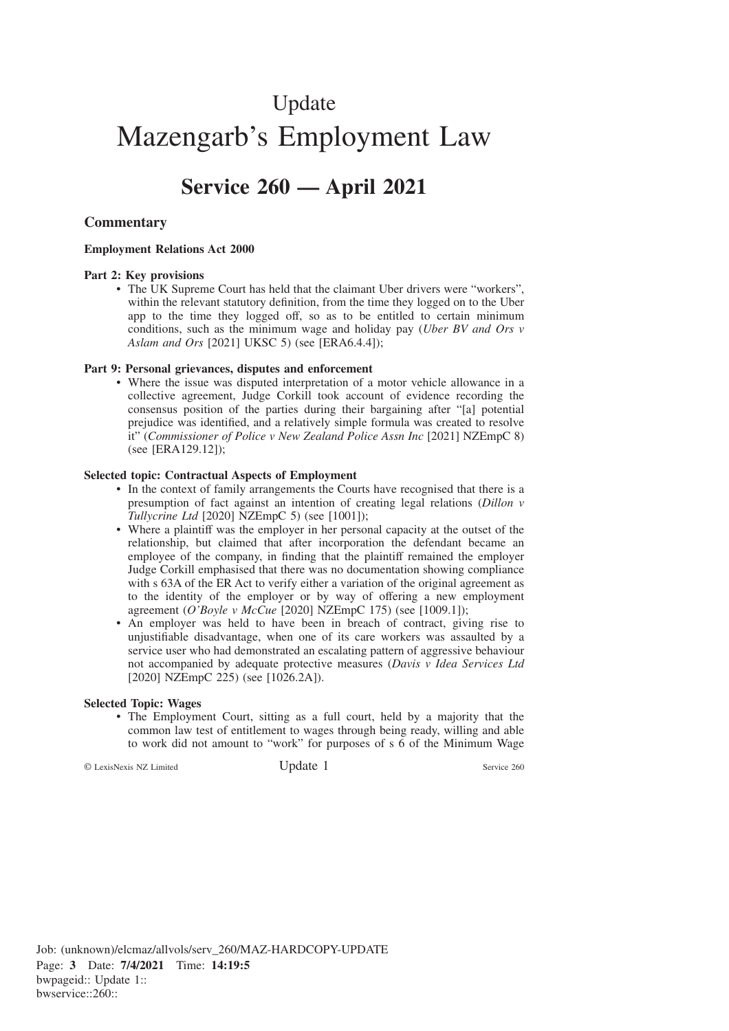# Update

# Mazengarb's Employment Law

## Service 260 — April 2021

### Commentary

**Employment Relations Act 2000**

**Part 2: Key provisions**

- The UK Supreme Court has held that the claimant Uber drivers were "workers", within the relevant statutory definition, from the time they logged on to the Uber app to the time they logged off, so as to be entitled to certain minimum conditions, such as the minimum wage and holiday pay (*Uber BV and Ors v Aslam and Ors* [2021] UKSC 5) (see [ERA6.4.4]);

**Part 9: Personal grievances, disputes and enforcement**

- Where the issue was disputed interpretation of a motor vehicle allowance in a collective agreement, Judge Corkill took account of evidence recording the consensus position of the parties during their bargaining after "[a] potential prejudice was identified, and a relatively simple formula was created to resolve it" (*Commissioner of Police v New Zealand Police Assn Inc* [2021] NZEmpC 8) (see [ERA129.12]);

**Selected topic: Contractual Aspects of Employment**

- In the context of family arrangements the Courts have recognised that there is a presumption of fact against an intention of creating legal relations (*Dillon v Tullycrine Ltd* [2020] NZEmpC 5) (see [1001]);
- Where a plaintiff was the employer in her personal capacity at the outset of the relationship, but claimed that after incorporation the defendant became an employee of the company, in finding that the plaintiff remained the employer Judge Corkill emphasised that there was no documentation showing compliance with s 63A of the ER Act to verify either a variation of the original agreement as to the identity of the employer or by way of offering a new employment agreement (*O'Boyle v McCue* [2020] NZEmpC 175) (see [1009.1]);
- An employer was held to have been in breach of contract, giving rise to unjustifiable disadvantage, when one of its care workers was assaulted by a service user who had demonstrated an escalating pattern of aggressive behaviour not accompanied by adequate protective measures (*Davis v Idea Services Ltd* [2020] NZEmpC 225) (see [1026.2A]).

**Selected Topic: Wages**

- The Employment Court, sitting as a full court, held by a majority that the common law test of entitlement to wages through being ready, willing and able to work did not amount to "work" for purposes of s 6 of the Minimum Wage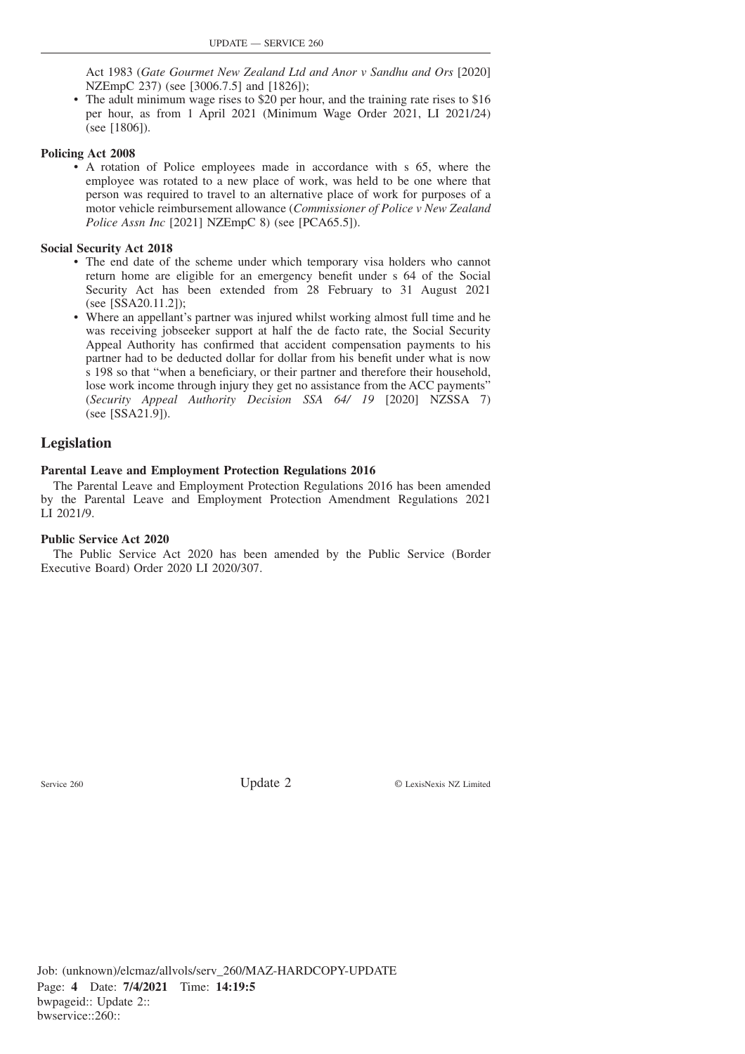Act 1983 (*Gate Gourmet New Zealand Ltd and Anor v Sandhu and Ors* [2020] NZEmpC 237) (see [3006.7.5] and [1826]);
- The adult minimum wage rises to $20 per hour, and the training rate rises to $16 per hour, as from 1 April 2021 (Minimum Wage Order 2021, LI 2021/24) (see [1806]).

**Policing Act 2008**

- A rotation of Police employees made in accordance with s 65, where the employee was rotated to a new place of work, was held to be one where that person was required to travel to an alternative place of work for purposes of a motor vehicle reimbursement allowance (*Commissioner of Police v New Zealand Police Assn Inc* [2021] NZEmpC 8) (see [PCA65.5]).

**Social Security Act 2018**

- The end date of the scheme under which temporary visa holders who cannot return home are eligible for an emergency benefit under s 64 of the Social Security Act has been extended from 28 February to 31 August 2021 (see [SSA20.11.2]);
- Where an appellant's partner was injured whilst working almost full time and he was receiving jobseeker support at half the de facto rate, the Social Security Appeal Authority has confirmed that accident compensation payments to his partner had to be deducted dollar for dollar from his benefit under what is now s 198 so that "when a beneficiary, or their partner and therefore their household, lose work income through injury they get no assistance from the ACC payments" (*Security Appeal Authority Decision SSA 64/ 19* [2020] NZSSA 7) (see [SSA21.9]).

## Legislation

**Parental Leave and Employment Protection Regulations 2016**

The Parental Leave and Employment Protection Regulations 2016 has been amended by the Parental Leave and Employment Protection Amendment Regulations 2021 LI 2021/9.

**Public Service Act 2020**

The Public Service Act 2020 has been amended by the Public Service (Border Executive Board) Order 2020 LI 2020/307.